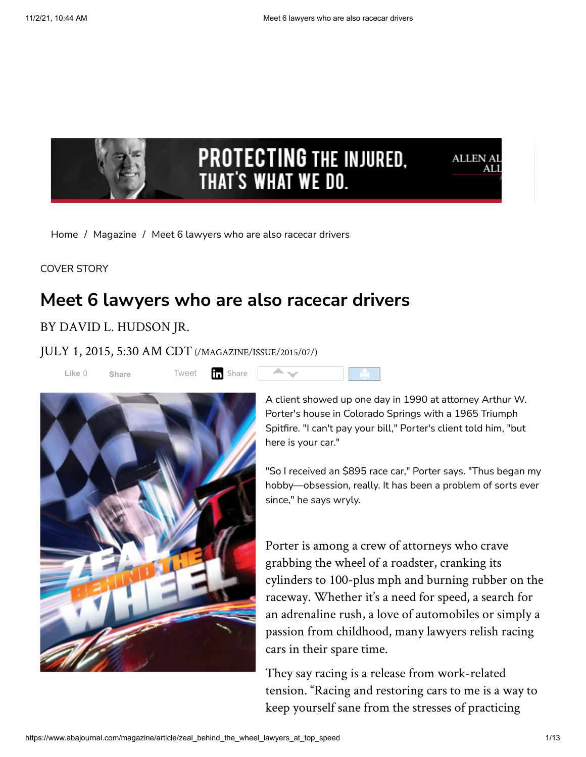Home / Magazine / Meet 6 lawyers who are also racecar drivers

COVER STORY

# Meet 6 lawyers who are also racecar drivers

BY DAVID L. HUDSON JR.

JULY 1, 2015, 5:30 AM CDT (/MAGAZINE/ISSUE/2015/07/)

A client showed up one day in 1990 at attorney Arthur W. Porter's house in Colorado Springs with a 1965 Triumph Spitfire. "I can't pay your bill," Porter's client told him, "but here is your car."

"So I received an $895 race car," Porter says. "Thus began my hobby—obsession, really. It has been a problem of sorts ever since," he says wryly.

Porter is among a crew of attorneys who crave grabbing the wheel of a roadster, cranking its cylinders to 100-plus mph and burning rubber on the raceway. Whether it's a need for speed, a search for an adrenaline rush, a love of automobiles or simply a passion from childhood, many lawyers relish racing cars in their spare time.

They say racing is a release from work-related tension. "Racing and restoring cars to me is a way to keep yourself sane from the stresses of practicing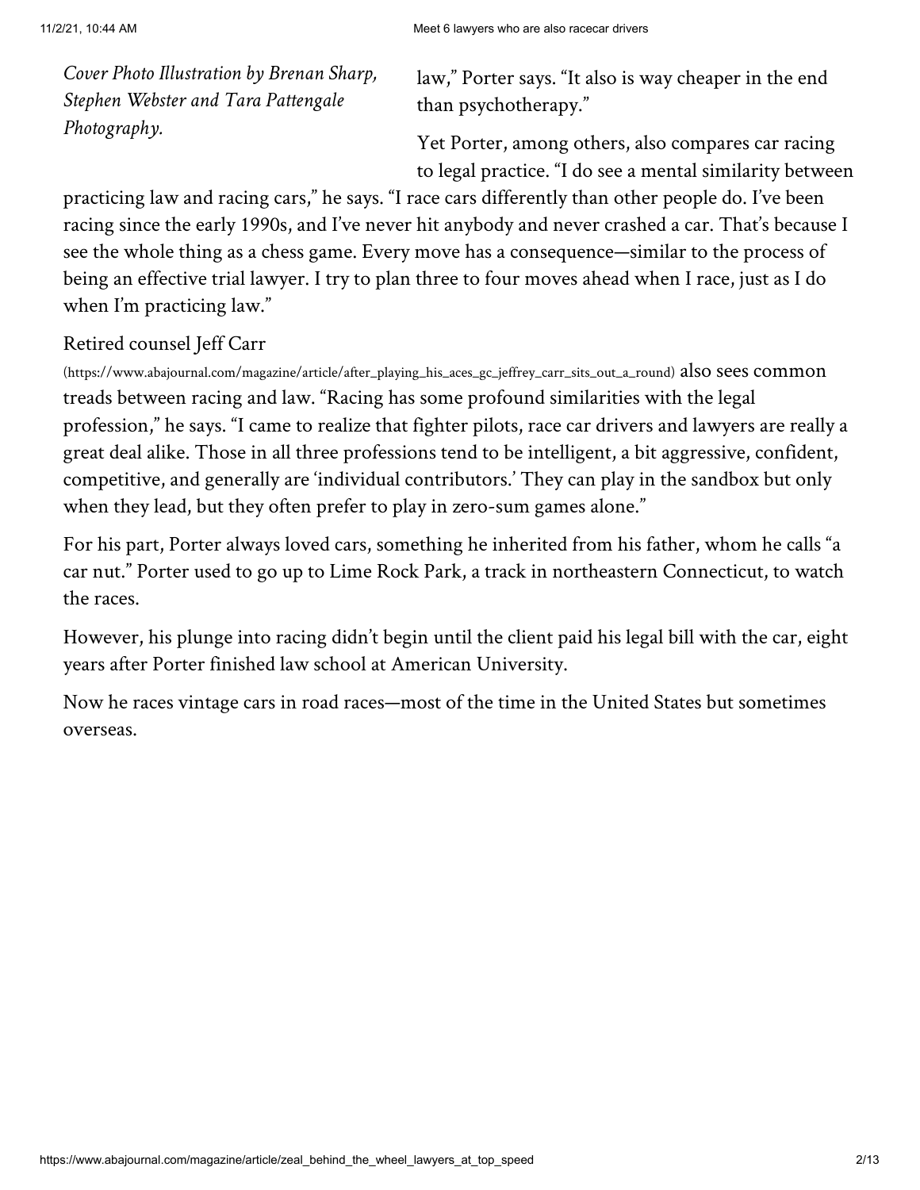*Cover Photo Illustration by Brenan Sharp, Stephen Webster and Tara Pattengale Photography.*

law," Porter says. "It also is way cheaper in the end than psychotherapy."

Yet Porter, among others, also compares car racing to legal practice. "I do see a mental similarity between practicing law and racing cars," he says. "I race cars differently than other people do. I've been racing since the early 1990s, and I've never hit anybody and never crashed a car. That's because I see the whole thing as a chess game. Every move has a consequence—similar to the process of being an effective trial lawyer. I try to plan three to four moves ahead when I race, just as I do when I'm practicing law."

Retired counsel Jeff Carr (https://www.abajournal.com/magazine/article/after_playing_his_aces_gc_jeffrey_carr_sits_out_a_round) also sees common treads between racing and law. "Racing has some profound similarities with the legal profession," he says. "I came to realize that fighter pilots, race car drivers and lawyers are really a great deal alike. Those in all three professions tend to be intelligent, a bit aggressive, confident, competitive, and generally are 'individual contributors.' They can play in the sandbox but only when they lead, but they often prefer to play in zero-sum games alone."

For his part, Porter always loved cars, something he inherited from his father, whom he calls "a car nut." Porter used to go up to Lime Rock Park, a track in northeastern Connecticut, to watch the races.

However, his plunge into racing didn't begin until the client paid his legal bill with the car, eight years after Porter finished law school at American University.

Now he races vintage cars in road races—most of the time in the United States but sometimes overseas.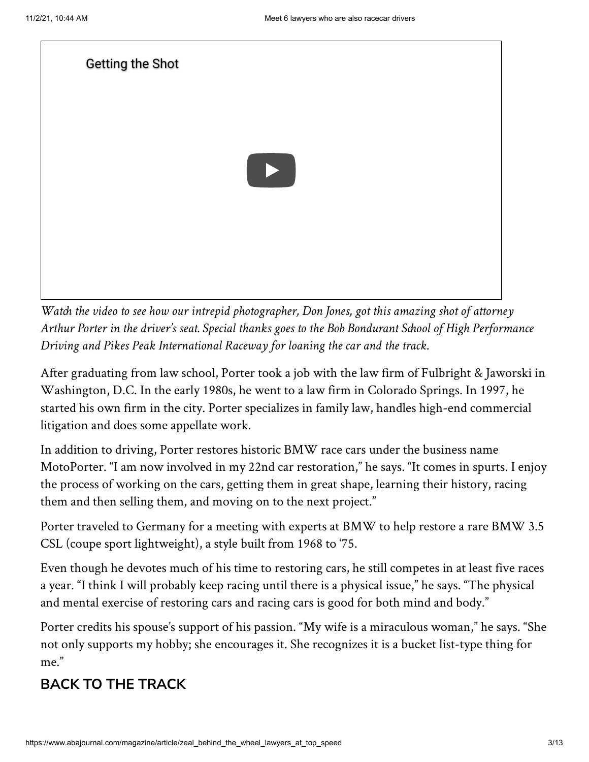Getting the Shot

*Watch the video to see how our intrepid photographer, Don Jones, got this amazing shot of attorney Arthur Porter in the driver's seat. Special thanks goes to the Bob Bondurant School of High Performance Driving and Pikes Peak International Raceway for loaning the car and the track.*

After graduating from law school, Porter took a job with the law firm of Fulbright & Jaworski in Washington, D.C. In the early 1980s, he went to a law firm in Colorado Springs. In 1997, he started his own firm in the city. Porter specializes in family law, handles high-end commercial litigation and does some appellate work.

In addition to driving, Porter restores historic BMW race cars under the business name MotoPorter. "I am now involved in my 22nd car restoration," he says. "It comes in spurts. I enjoy the process of working on the cars, getting them in great shape, learning their history, racing them and then selling them, and moving on to the next project."

Porter traveled to Germany for a meeting with experts at BMW to help restore a rare BMW 3.5 CSL (coupe sport lightweight), a style built from 1968 to '75.

Even though he devotes much of his time to restoring cars, he still competes in at least five races a year. "I think I will probably keep racing until there is a physical issue," he says. "The physical and mental exercise of restoring cars and racing cars is good for both mind and body."

Porter credits his spouse's support of his passion. "My wife is a miraculous woman," he says. "She not only supports my hobby; she encourages it. She recognizes it is a bucket list-type thing for me."

## BACK TO THE TRACK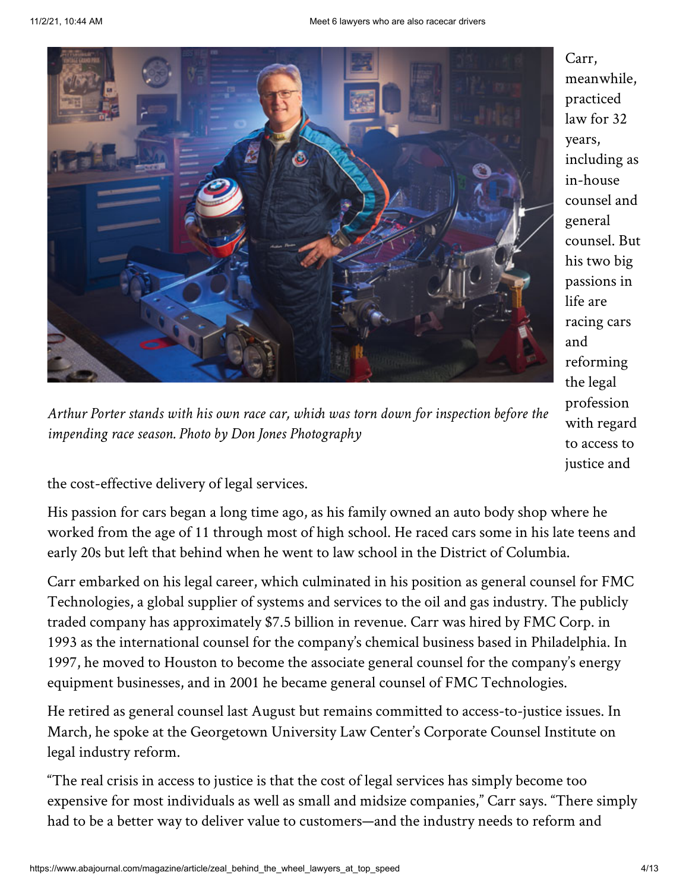Arthur Porter stands with his own race car, which was torn down for inspection before the impending race season. Photo by Don Jones Photography

Carr, meanwhile, practiced law for 32 years, including as in-house counsel and general counsel. But his two big passions in life are racing cars and reforming the legal profession with regard to access to justice and the cost-effective delivery of legal services.

His passion for cars began a long time ago, as his family owned an auto body shop where he worked from the age of 11 through most of high school. He raced cars some in his late teens and early 20s but left that behind when he went to law school in the District of Columbia.

Carr embarked on his legal career, which culminated in his position as general counsel for FMC Technologies, a global supplier of systems and services to the oil and gas industry. The publicly traded company has approximately $7.5 billion in revenue. Carr was hired by FMC Corp. in 1993 as the international counsel for the company's chemical business based in Philadelphia. In 1997, he moved to Houston to become the associate general counsel for the company's energy equipment businesses, and in 2001 he became general counsel of FMC Technologies.

He retired as general counsel last August but remains committed to access-to-justice issues. In March, he spoke at the Georgetown University Law Center's Corporate Counsel Institute on legal industry reform.

"The real crisis in access to justice is that the cost of legal services has simply become too expensive for most individuals as well as small and midsize companies," Carr says. "There simply had to be a better way to deliver value to customers—and the industry needs to reform and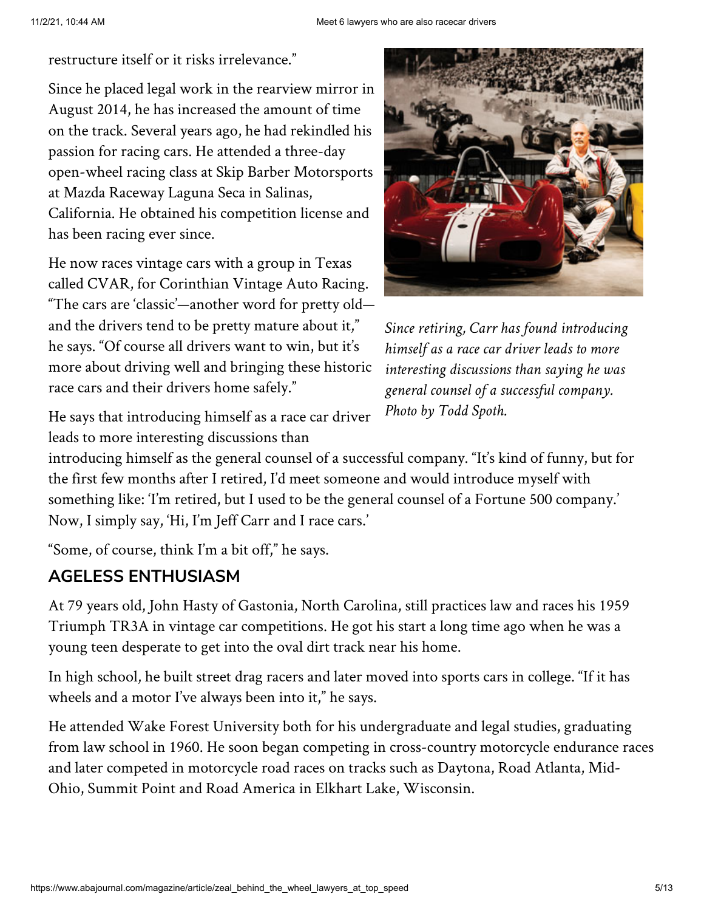restructure itself or it risks irrelevance."

Since he placed legal work in the rearview mirror in August 2014, he has increased the amount of time on the track. Several years ago, he had rekindled his passion for racing cars. He attended a three-day open-wheel racing class at Skip Barber Motorsports at Mazda Raceway Laguna Seca in Salinas, California. He obtained his competition license and has been racing ever since.

He now races vintage cars with a group in Texas called CVAR, for Corinthian Vintage Auto Racing. "The cars are 'classic'—another word for pretty old—and the drivers tend to be pretty mature about it," he says. "Of course all drivers want to win, but it's more about driving well and bringing these historic race cars and their drivers home safely."

*Since retiring, Carr has found introducing himself as a race car driver leads to more interesting discussions than saying he was general counsel of a successful company. Photo by Todd Spoth.*

He says that introducing himself as a race car driver leads to more interesting discussions than introducing himself as the general counsel of a successful company. "It's kind of funny, but for the first few months after I retired, I'd meet someone and would introduce myself with something like: 'I'm retired, but I used to be the general counsel of a Fortune 500 company.' Now, I simply say, 'Hi, I'm Jeff Carr and I race cars.'

"Some, of course, think I'm a bit off," he says.

## AGELESS ENTHUSIASM

At 79 years old, John Hasty of Gastonia, North Carolina, still practices law and races his 1959 Triumph TR3A in vintage car competitions. He got his start a long time ago when he was a young teen desperate to get into the oval dirt track near his home.

In high school, he built street drag racers and later moved into sports cars in college. "If it has wheels and a motor I've always been into it," he says.

He attended Wake Forest University both for his undergraduate and legal studies, graduating from law school in 1960. He soon began competing in cross-country motorcycle endurance races and later competed in motorcycle road races on tracks such as Daytona, Road Atlanta, Mid-Ohio, Summit Point and Road America in Elkhart Lake, Wisconsin.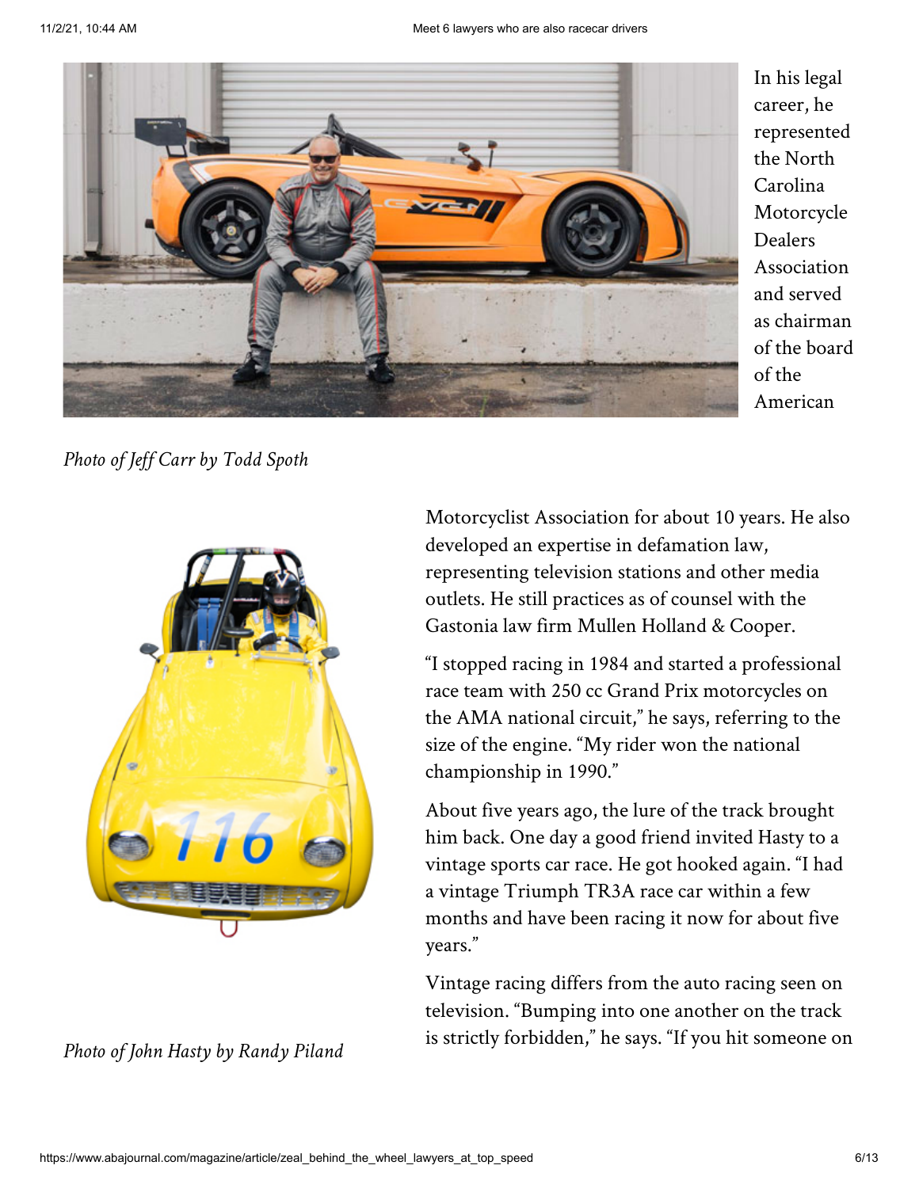In his legal career, he represented the North Carolina Motorcycle Dealers Association and served as chairman of the board of the American

*Photo of Jeff Carr by Todd Spoth*

*Photo of John Hasty by Randy Piland*

Motorcyclist Association for about 10 years. He also developed an expertise in defamation law, representing television stations and other media outlets. He still practices as of counsel with the Gastonia law firm Mullen Holland & Cooper.

"I stopped racing in 1984 and started a professional race team with 250 cc Grand Prix motorcycles on the AMA national circuit," he says, referring to the size of the engine. "My rider won the national championship in 1990."

About five years ago, the lure of the track brought him back. One day a good friend invited Hasty to a vintage sports car race. He got hooked again. "I had a vintage Triumph TR3A race car within a few months and have been racing it now for about five years."

Vintage racing differs from the auto racing seen on television. "Bumping into one another on the track is strictly forbidden," he says. "If you hit someone on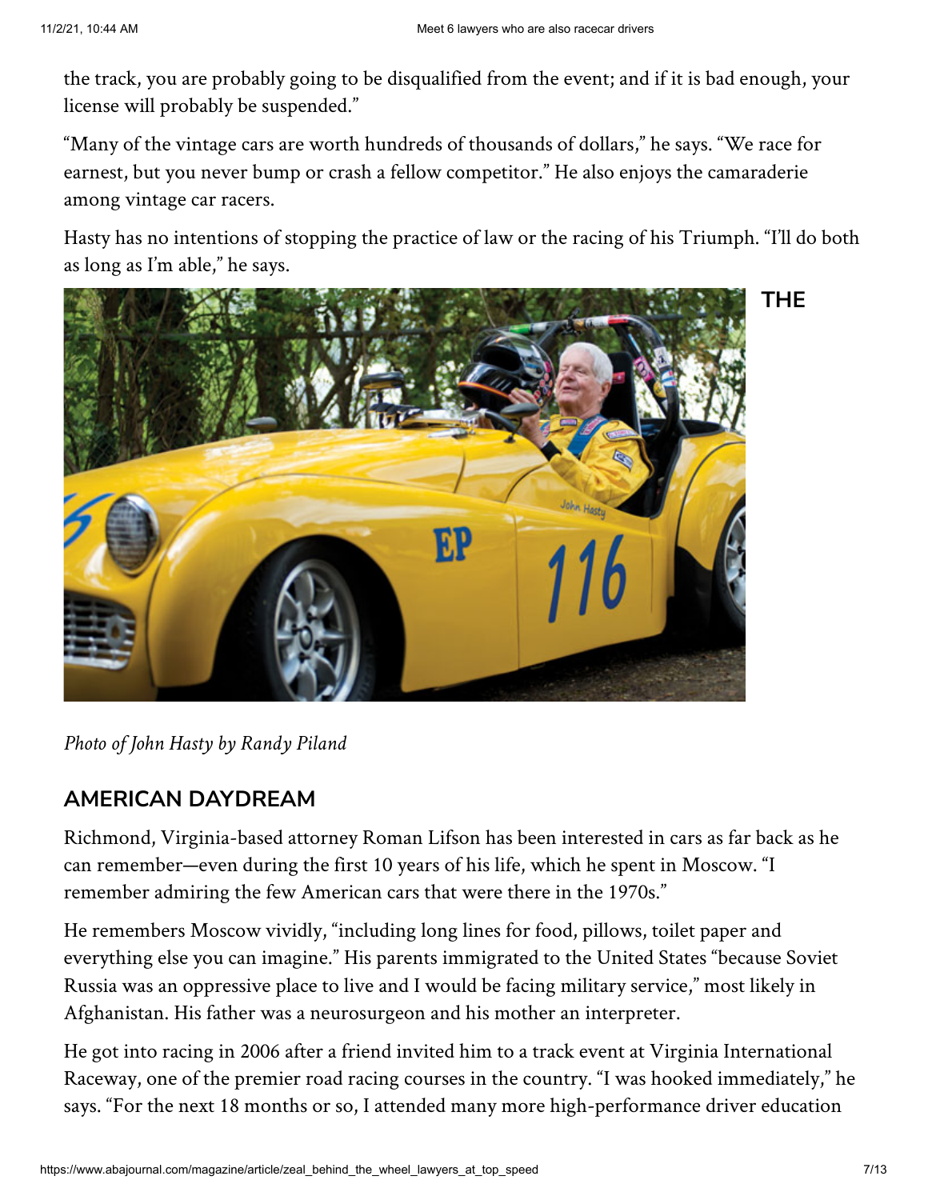the track, you are probably going to be disqualified from the event; and if it is bad enough, your license will probably be suspended."

"Many of the vintage cars are worth hundreds of thousands of dollars," he says. "We race for earnest, but you never bump or crash a fellow competitor." He also enjoys the camaraderie among vintage car racers.

Hasty has no intentions of stopping the practice of law or the racing of his Triumph. "I'll do both as long as I'm able," he says.

**THE**

*Photo of John Hasty by Randy Piland*

## AMERICAN DAYDREAM

Richmond, Virginia-based attorney Roman Lifson has been interested in cars as far back as he can remember—even during the first 10 years of his life, which he spent in Moscow. "I remember admiring the few American cars that were there in the 1970s."

He remembers Moscow vividly, "including long lines for food, pillows, toilet paper and everything else you can imagine." His parents immigrated to the United States "because Soviet Russia was an oppressive place to live and I would be facing military service," most likely in Afghanistan. His father was a neurosurgeon and his mother an interpreter.

He got into racing in 2006 after a friend invited him to a track event at Virginia International Raceway, one of the premier road racing courses in the country. "I was hooked immediately," he says. "For the next 18 months or so, I attended many more high-performance driver education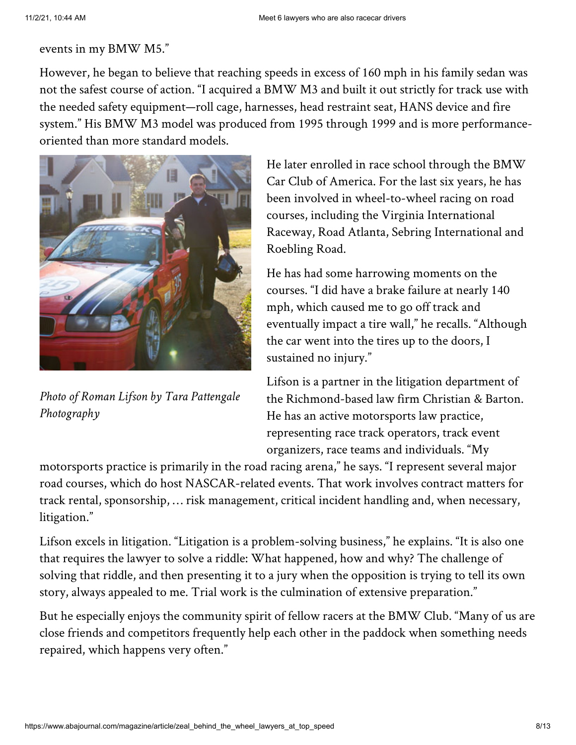events in my BMW M5."

However, he began to believe that reaching speeds in excess of 160 mph in his family sedan was not the safest course of action. "I acquired a BMW M3 and built it out strictly for track use with the needed safety equipment—roll cage, harnesses, head restraint seat, HANS device and fire system." His BMW M3 model was produced from 1995 through 1999 and is more performance-oriented than more standard models.

*Photo of Roman Lifson by Tara Pattengale Photography*

He later enrolled in race school through the BMW Car Club of America. For the last six years, he has been involved in wheel-to-wheel racing on road courses, including the Virginia International Raceway, Road Atlanta, Sebring International and Roebling Road.

He has had some harrowing moments on the courses. "I did have a brake failure at nearly 140 mph, which caused me to go off track and eventually impact a tire wall," he recalls. "Although the car went into the tires up to the doors, I sustained no injury."

Lifson is a partner in the litigation department of the Richmond-based law firm Christian & Barton. He has an active motorsports law practice, representing race track operators, track event organizers, race teams and individuals. "My motorsports practice is primarily in the road racing arena," he says. "I represent several major road courses, which do host NASCAR-related events. That work involves contract matters for track rental, sponsorship, … risk management, critical incident handling and, when necessary, litigation."

Lifson excels in litigation. "Litigation is a problem-solving business," he explains. "It is also one that requires the lawyer to solve a riddle: What happened, how and why? The challenge of solving that riddle, and then presenting it to a jury when the opposition is trying to tell its own story, always appealed to me. Trial work is the culmination of extensive preparation."

But he especially enjoys the community spirit of fellow racers at the BMW Club. "Many of us are close friends and competitors frequently help each other in the paddock when something needs repaired, which happens very often."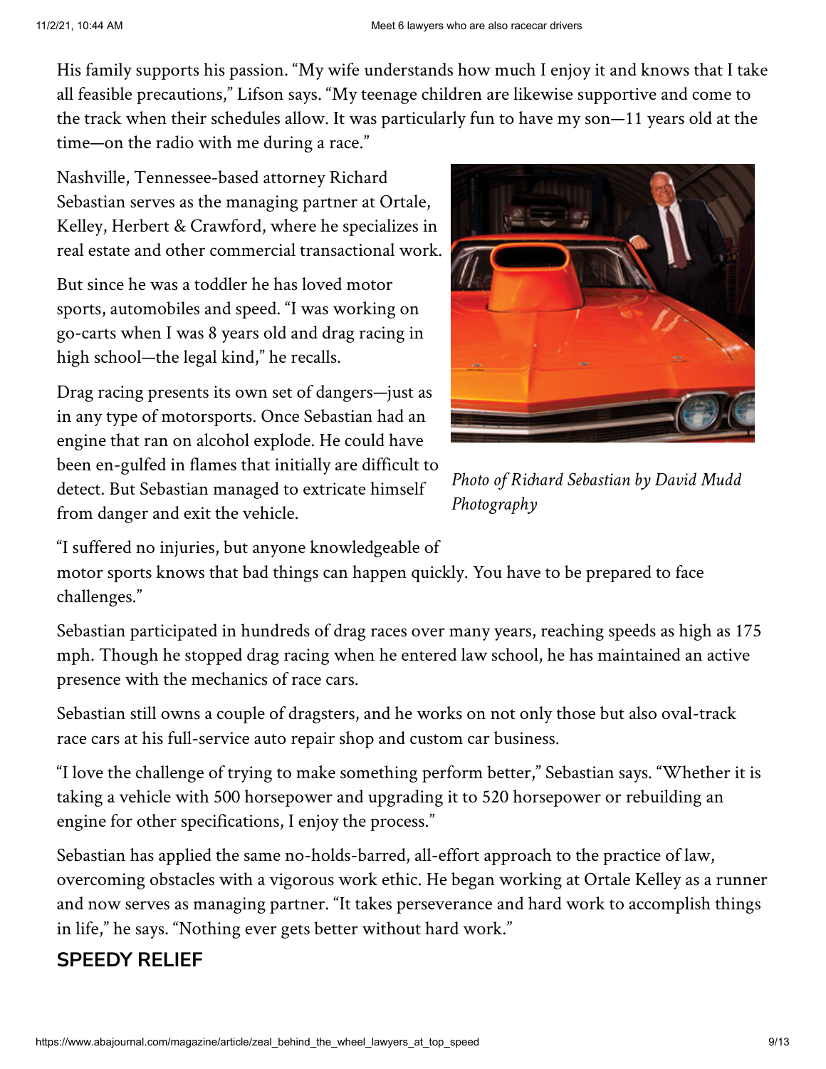His family supports his passion. "My wife understands how much I enjoy it and knows that I take all feasible precautions," Lifson says. "My teenage children are likewise supportive and come to the track when their schedules allow. It was particularly fun to have my son—11 years old at the time—on the radio with me during a race."

Nashville, Tennessee-based attorney Richard Sebastian serves as the managing partner at Ortale, Kelley, Herbert & Crawford, where he specializes in real estate and other commercial transactional work.

But since he was a toddler he has loved motor sports, automobiles and speed. "I was working on go-carts when I was 8 years old and drag racing in high school—the legal kind," he recalls.

Drag racing presents its own set of dangers—just as in any type of motorsports. Once Sebastian had an engine that ran on alcohol explode. He could have been en-gulfed in flames that initially are difficult to detect. But Sebastian managed to extricate himself from danger and exit the vehicle.

*Photo of Richard Sebastian by David Mudd Photography*

"I suffered no injuries, but anyone knowledgeable of motor sports knows that bad things can happen quickly. You have to be prepared to face challenges."

Sebastian participated in hundreds of drag races over many years, reaching speeds as high as 175 mph. Though he stopped drag racing when he entered law school, he has maintained an active presence with the mechanics of race cars.

Sebastian still owns a couple of dragsters, and he works on not only those but also oval-track race cars at his full-service auto repair shop and custom car business.

"I love the challenge of trying to make something perform better," Sebastian says. "Whether it is taking a vehicle with 500 horsepower and upgrading it to 520 horsepower or rebuilding an engine for other specifications, I enjoy the process."

Sebastian has applied the same no-holds-barred, all-effort approach to the practice of law, overcoming obstacles with a vigorous work ethic. He began working at Ortale Kelley as a runner and now serves as managing partner. "It takes perseverance and hard work to accomplish things in life," he says. "Nothing ever gets better without hard work."

## SPEEDY RELIEF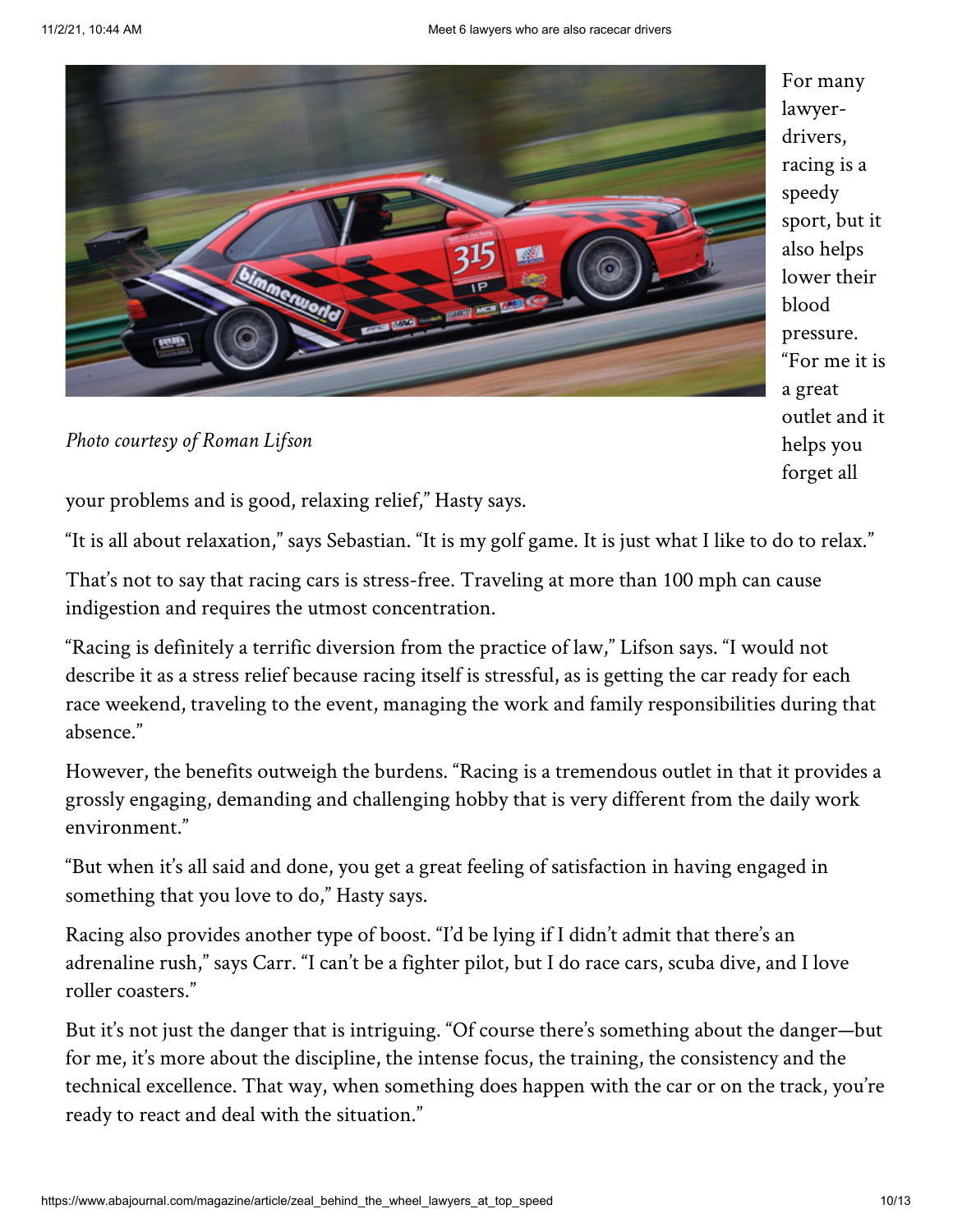*Photo courtesy of Roman Lifson*

For many lawyer-drivers, racing is a speedy sport, but it also helps lower their blood pressure. "For me it is a great outlet and it helps you forget all your problems and is good, relaxing relief," Hasty says.

"It is all about relaxation," says Sebastian. "It is my golf game. It is just what I like to do to relax."

That's not to say that racing cars is stress-free. Traveling at more than 100 mph can cause indigestion and requires the utmost concentration.

"Racing is definitely a terrific diversion from the practice of law," Lifson says. "I would not describe it as a stress relief because racing itself is stressful, as is getting the car ready for each race weekend, traveling to the event, managing the work and family responsibilities during that absence."

However, the benefits outweigh the burdens. "Racing is a tremendous outlet in that it provides a grossly engaging, demanding and challenging hobby that is very different from the daily work environment."

"But when it's all said and done, you get a great feeling of satisfaction in having engaged in something that you love to do," Hasty says.

Racing also provides another type of boost. "I'd be lying if I didn't admit that there's an adrenaline rush," says Carr. "I can't be a fighter pilot, but I do race cars, scuba dive, and I love roller coasters."

But it's not just the danger that is intriguing. "Of course there's something about the danger—but for me, it's more about the discipline, the intense focus, the training, the consistency and the technical excellence. That way, when something does happen with the car or on the track, you're ready to react and deal with the situation."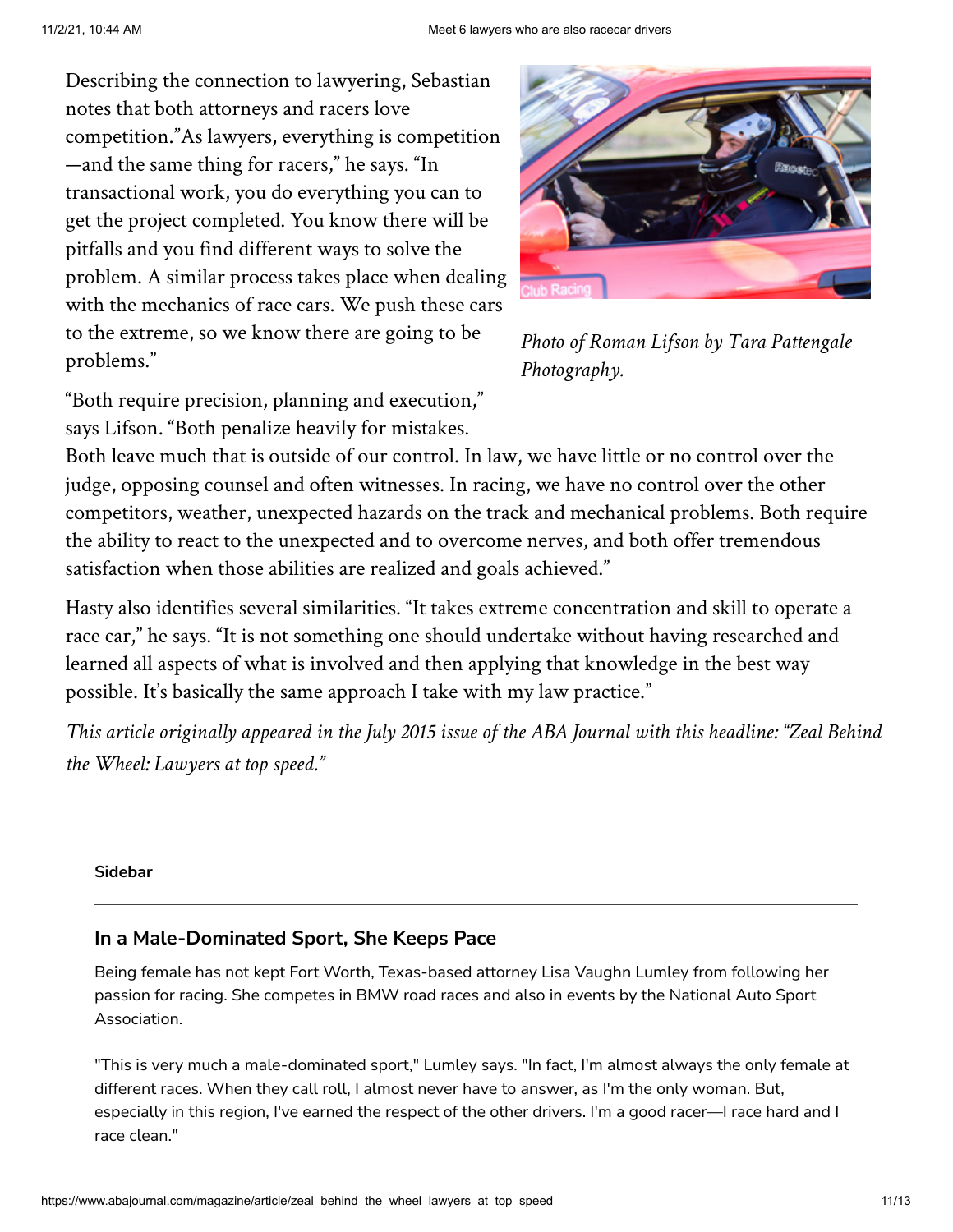Describing the connection to lawyering, Sebastian notes that both attorneys and racers love competition."As lawyers, everything is competition—and the same thing for racers," he says. "In transactional work, you do everything you can to get the project completed. You know there will be pitfalls and you find different ways to solve the problem. A similar process takes place when dealing with the mechanics of race cars. We push these cars to the extreme, so we know there are going to be problems."

*Photo of Roman Lifson by Tara Pattengale Photography.*

"Both require precision, planning and execution," says Lifson. "Both penalize heavily for mistakes. Both leave much that is outside of our control. In law, we have little or no control over the judge, opposing counsel and often witnesses. In racing, we have no control over the other competitors, weather, unexpected hazards on the track and mechanical problems. Both require the ability to react to the unexpected and to overcome nerves, and both offer tremendous satisfaction when those abilities are realized and goals achieved."

Hasty also identifies several similarities. "It takes extreme concentration and skill to operate a race car," he says. "It is not something one should undertake without having researched and learned all aspects of what is involved and then applying that knowledge in the best way possible. It's basically the same approach I take with my law practice."

*This article originally appeared in the July 2015 issue of the ABA Journal with this headline: "Zeal Behind the Wheel: Lawyers at top speed."*

**Sidebar**

---

### In a Male-Dominated Sport, She Keeps Pace

Being female has not kept Fort Worth, Texas-based attorney Lisa Vaughn Lumley from following her passion for racing. She competes in BMW road races and also in events by the National Auto Sport Association.

"This is very much a male-dominated sport," Lumley says. "In fact, I'm almost always the only female at different races. When they call roll, I almost never have to answer, as I'm the only woman. But, especially in this region, I've earned the respect of the other drivers. I'm a good racer—I race hard and I race clean."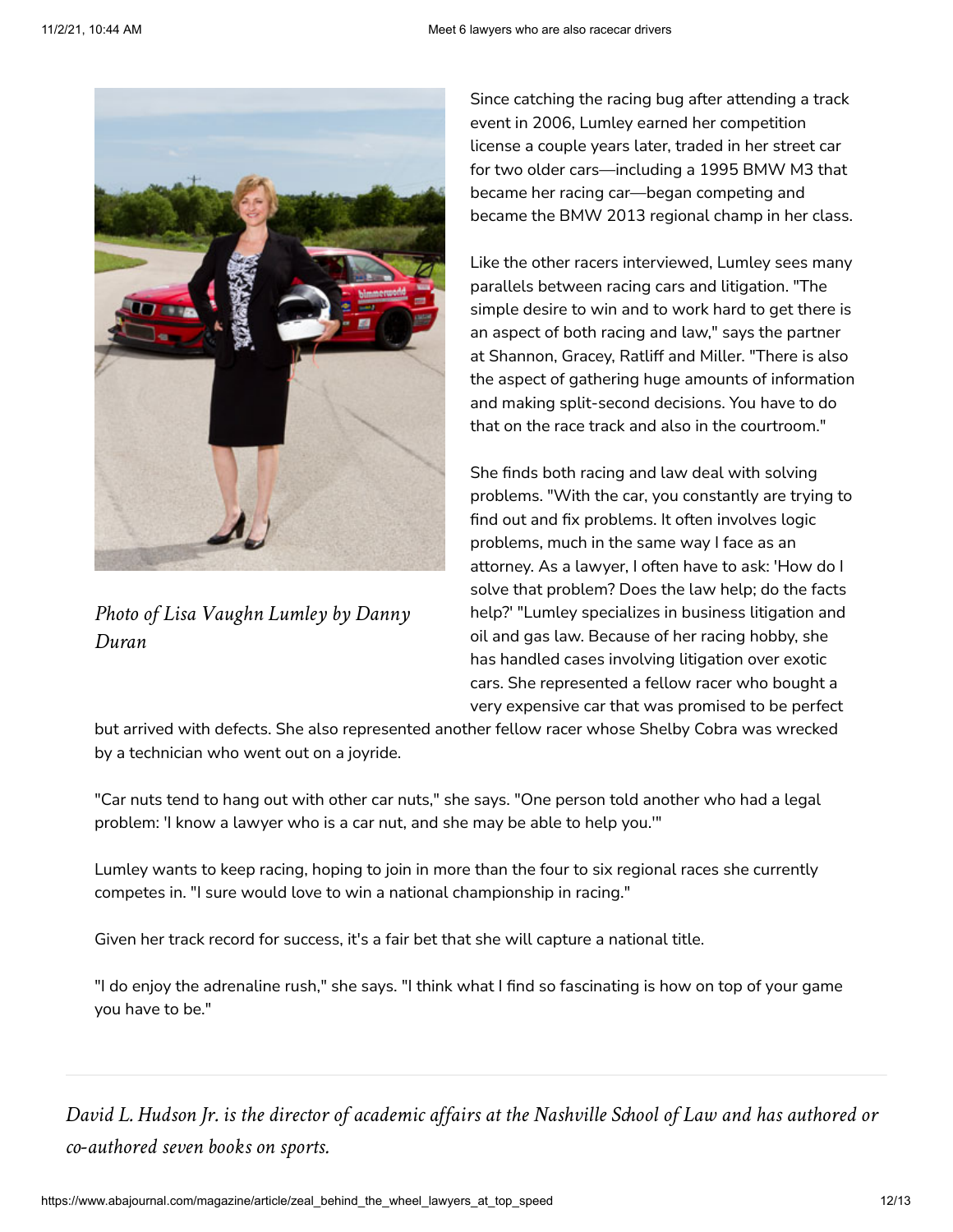*Photo of Lisa Vaughn Lumley by Danny Duran*

Since catching the racing bug after attending a track event in 2006, Lumley earned her competition license a couple years later, traded in her street car for two older cars—including a 1995 BMW M3 that became her racing car—began competing and became the BMW 2013 regional champ in her class.

Like the other racers interviewed, Lumley sees many parallels between racing cars and litigation. "The simple desire to win and to work hard to get there is an aspect of both racing and law," says the partner at Shannon, Gracey, Ratliff and Miller. "There is also the aspect of gathering huge amounts of information and making split-second decisions. You have to do that on the race track and also in the courtroom."

She finds both racing and law deal with solving problems. "With the car, you constantly are trying to find out and fix problems. It often involves logic problems, much in the same way I face as an attorney. As a lawyer, I often have to ask: 'How do I solve that problem? Does the law help; do the facts help?' "Lumley specializes in business litigation and oil and gas law. Because of her racing hobby, she has handled cases involving litigation over exotic cars. She represented a fellow racer who bought a very expensive car that was promised to be perfect but arrived with defects. She also represented another fellow racer whose Shelby Cobra was wrecked by a technician who went out on a joyride.

"Car nuts tend to hang out with other car nuts," she says. "One person told another who had a legal problem: 'I know a lawyer who is a car nut, and she may be able to help you.'"

Lumley wants to keep racing, hoping to join in more than the four to six regional races she currently competes in. "I sure would love to win a national championship in racing."

Given her track record for success, it's a fair bet that she will capture a national title.

"I do enjoy the adrenaline rush," she says. "I think what I find so fascinating is how on top of your game you have to be."

---

*David L. Hudson Jr. is the director of academic affairs at the Nashville School of Law and has authored or co-authored seven books on sports.*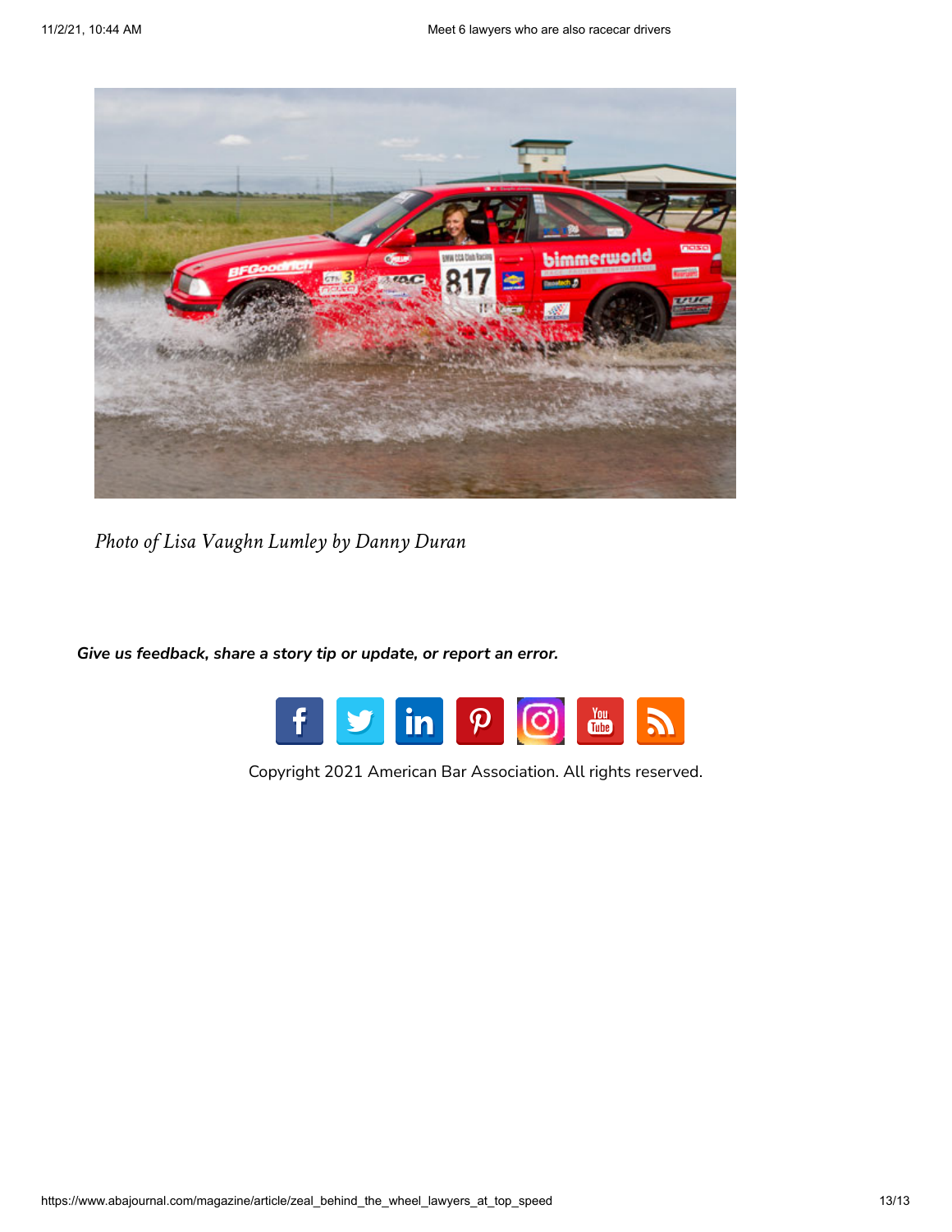*Photo of Lisa Vaughn Lumley by Danny Duran*

***Give us feedback, share a story tip or update, or report an error.***

Copyright 2021 American Bar Association. All rights reserved.